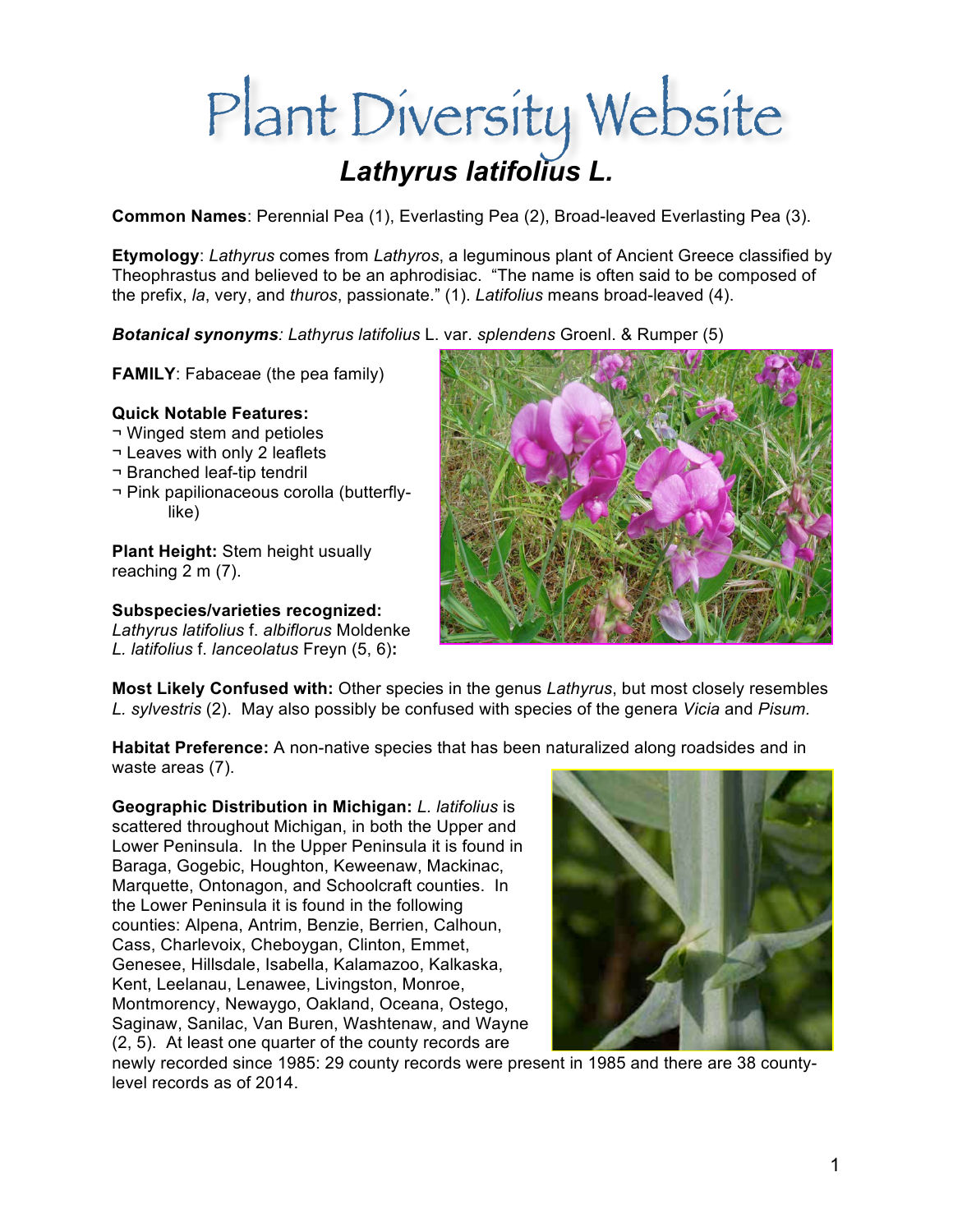# Plant Diversity Website

## *Lathyrus latifolius* L.

**Common Names**: Perennial Pea (1), Everlasting Pea (2), Broad-leaved Everlasting Pea (3).

**Etymology**: *Lathyrus* comes from *Lathyros*, a leguminous plant of Ancient Greece classified by Theophrastus and believed to be an aphrodisiac. "The name is often said to be composed of the prefix, *la*, very, and *thuros*, passionate." (1). *Latifolius* means broad-leaved (4).

***Botanical synonyms**: Lathyrus latifolius* L. var. *splendens* Groenl. & Rumper (5)

**FAMILY**: Fabaceae (the pea family)

**Quick Notable Features:**

¬ Winged stem and petioles
¬ Leaves with only 2 leaflets
¬ Branched leaf-tip tendril
¬ Pink papilionaceous corolla (butterfly-like)

**Plant Height:** Stem height usually reaching 2 m (7).

**Subspecies/varieties recognized:**
*Lathyrus latifolius* f. *albiflorus* Moldenke
*L. latifolius* f. *lanceolatus* Freyn (5, 6)**:**

**Most Likely Confused with:** Other species in the genus *Lathyrus*, but most closely resembles *L. sylvestris* (2). May also possibly be confused with species of the genera *Vicia* and *Pisum.*

**Habitat Preference:** A non-native species that has been naturalized along roadsides and in waste areas (7).

**Geographic Distribution in Michigan:** *L. latifolius* is scattered throughout Michigan, in both the Upper and Lower Peninsula. In the Upper Peninsula it is found in Baraga, Gogebic, Houghton, Keweenaw, Mackinac, Marquette, Ontonagon, and Schoolcraft counties. In the Lower Peninsula it is found in the following counties: Alpena, Antrim, Benzie, Berrien, Calhoun, Cass, Charlevoix, Cheboygan, Clinton, Emmet, Genesee, Hillsdale, Isabella, Kalamazoo, Kalkaska, Kent, Leelanau, Lenawee, Livingston, Monroe, Montmorency, Newaygo, Oakland, Oceana, Ostego, Saginaw, Sanilac, Van Buren, Washtenaw, and Wayne (2, 5). At least one quarter of the county records are newly recorded since 1985: 29 county records were present in 1985 and there are 38 county-level records as of 2014.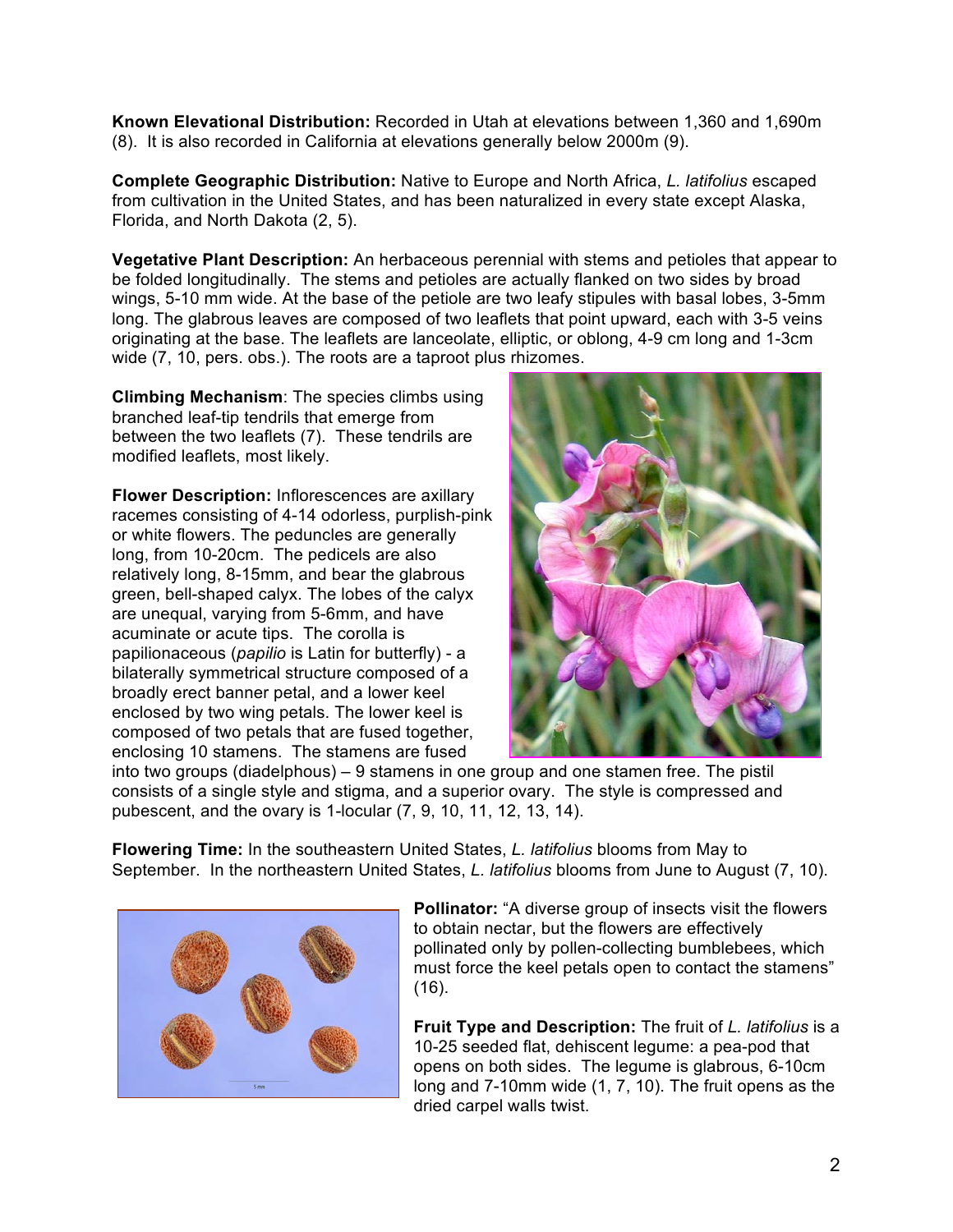**Known Elevational Distribution:** Recorded in Utah at elevations between 1,360 and 1,690m (8). It is also recorded in California at elevations generally below 2000m (9).

**Complete Geographic Distribution:** Native to Europe and North Africa, *L. latifolius* escaped from cultivation in the United States, and has been naturalized in every state except Alaska, Florida, and North Dakota (2, 5).

**Vegetative Plant Description:** An herbaceous perennial with stems and petioles that appear to be folded longitudinally. The stems and petioles are actually flanked on two sides by broad wings, 5-10 mm wide. At the base of the petiole are two leafy stipules with basal lobes, 3-5mm long. The glabrous leaves are composed of two leaflets that point upward, each with 3-5 veins originating at the base. The leaflets are lanceolate, elliptic, or oblong, 4-9 cm long and 1-3cm wide (7, 10, pers. obs.). The roots are a taproot plus rhizomes.

**Climbing Mechanism**: The species climbs using branched leaf-tip tendrils that emerge from between the two leaflets (7). These tendrils are modified leaflets, most likely.

**Flower Description:** Inflorescences are axillary racemes consisting of 4-14 odorless, purplish-pink or white flowers. The peduncles are generally long, from 10-20cm. The pedicels are also relatively long, 8-15mm, and bear the glabrous green, bell-shaped calyx. The lobes of the calyx are unequal, varying from 5-6mm, and have acuminate or acute tips. The corolla is papilionaceous (*papilio* is Latin for butterfly) - a bilaterally symmetrical structure composed of a broadly erect banner petal, and a lower keel enclosed by two wing petals. The lower keel is composed of two petals that are fused together, enclosing 10 stamens. The stamens are fused into two groups (diadelphous) – 9 stamens in one group and one stamen free. The pistil consists of a single style and stigma, and a superior ovary. The style is compressed and pubescent, and the ovary is 1-locular (7, 9, 10, 11, 12, 13, 14).

**Flowering Time:** In the southeastern United States, *L. latifolius* blooms from May to September. In the northeastern United States, *L. latifolius* blooms from June to August (7, 10).

**Pollinator:** "A diverse group of insects visit the flowers to obtain nectar, but the flowers are effectively pollinated only by pollen-collecting bumblebees, which must force the keel petals open to contact the stamens" (16).

**Fruit Type and Description:** The fruit of *L. latifolius* is a 10-25 seeded flat, dehiscent legume: a pea-pod that opens on both sides. The legume is glabrous, 6-10cm long and 7-10mm wide (1, 7, 10). The fruit opens as the dried carpel walls twist.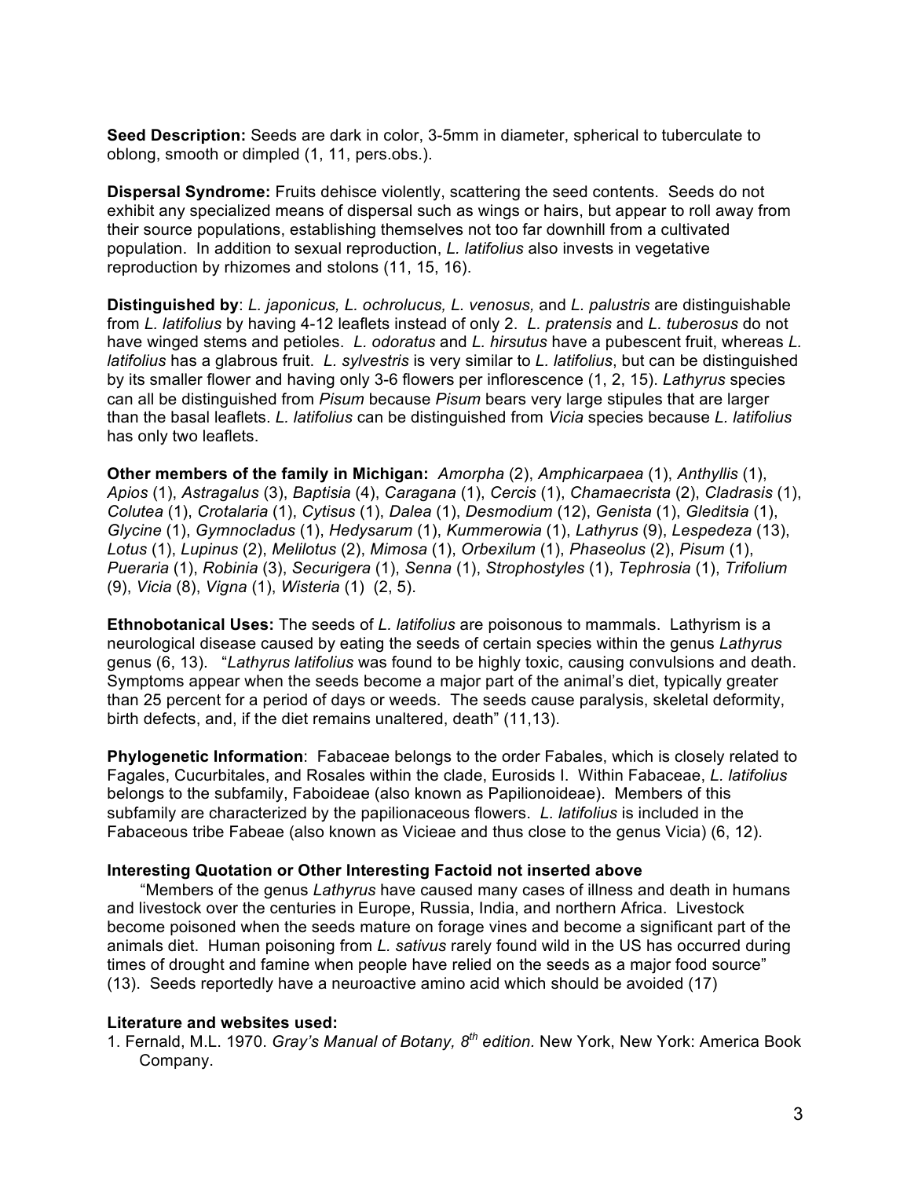**Seed Description:** Seeds are dark in color, 3-5mm in diameter, spherical to tuberculate to oblong, smooth or dimpled (1, 11, pers.obs.).

**Dispersal Syndrome:** Fruits dehisce violently, scattering the seed contents. Seeds do not exhibit any specialized means of dispersal such as wings or hairs, but appear to roll away from their source populations, establishing themselves not too far downhill from a cultivated population. In addition to sexual reproduction, *L. latifolius* also invests in vegetative reproduction by rhizomes and stolons (11, 15, 16).

**Distinguished by**: *L. japonicus, L. ochrolucus, L. venosus,* and *L. palustris* are distinguishable from *L. latifolius* by having 4-12 leaflets instead of only 2. *L. pratensis* and *L. tuberosus* do not have winged stems and petioles. *L. odoratus* and *L. hirsutus* have a pubescent fruit, whereas *L. latifolius* has a glabrous fruit. *L. sylvestris* is very similar to *L. latifolius*, but can be distinguished by its smaller flower and having only 3-6 flowers per inflorescence (1, 2, 15). *Lathyrus* species can all be distinguished from *Pisum* because *Pisum* bears very large stipules that are larger than the basal leaflets. *L. latifolius* can be distinguished from *Vicia* species because *L. latifolius* has only two leaflets.

**Other members of the family in Michigan:** *Amorpha* (2), *Amphicarpaea* (1), *Anthyllis* (1), *Apios* (1), *Astragalus* (3), *Baptisia* (4), *Caragana* (1), *Cercis* (1), *Chamaecrista* (2), *Cladrasis* (1), *Colutea* (1), *Crotalaria* (1), *Cytisus* (1), *Dalea* (1), *Desmodium* (12), *Genista* (1), *Gleditsia* (1), *Glycine* (1), *Gymnocladus* (1), *Hedysarum* (1), *Kummerowia* (1), *Lathyrus* (9), *Lespedeza* (13), *Lotus* (1), *Lupinus* (2), *Melilotus* (2), *Mimosa* (1), *Orbexilum* (1), *Phaseolus* (2), *Pisum* (1), *Pueraria* (1), *Robinia* (3), *Securigera* (1), *Senna* (1), *Strophostyles* (1), *Tephrosia* (1), *Trifolium* (9), *Vicia* (8), *Vigna* (1), *Wisteria* (1) (2, 5).

**Ethnobotanical Uses:** The seeds of *L. latifolius* are poisonous to mammals. Lathyrism is a neurological disease caused by eating the seeds of certain species within the genus *Lathyrus* genus (6, 13). "*Lathyrus latifolius* was found to be highly toxic, causing convulsions and death. Symptoms appear when the seeds become a major part of the animal's diet, typically greater than 25 percent for a period of days or weeds. The seeds cause paralysis, skeletal deformity, birth defects, and, if the diet remains unaltered, death" (11,13).

**Phylogenetic Information**: Fabaceae belongs to the order Fabales, which is closely related to Fagales, Cucurbitales, and Rosales within the clade, Eurosids I. Within Fabaceae, *L. latifolius* belongs to the subfamily, Faboideae (also known as Papilionoideae). Members of this subfamily are characterized by the papilionaceous flowers. *L. latifolius* is included in the Fabaceous tribe Fabeae (also known as Vicieae and thus close to the genus Vicia) (6, 12).

**Interesting Quotation or Other Interesting Factoid not inserted above**

"Members of the genus *Lathyrus* have caused many cases of illness and death in humans and livestock over the centuries in Europe, Russia, India, and northern Africa. Livestock become poisoned when the seeds mature on forage vines and become a significant part of the animals diet. Human poisoning from *L. sativus* rarely found wild in the US has occurred during times of drought and famine when people have relied on the seeds as a major food source" (13). Seeds reportedly have a neuroactive amino acid which should be avoided (17)

**Literature and websites used:**

1. Fernald, M.L. 1970. *Gray's Manual of Botany, 8th edition.* New York, New York: America Book Company.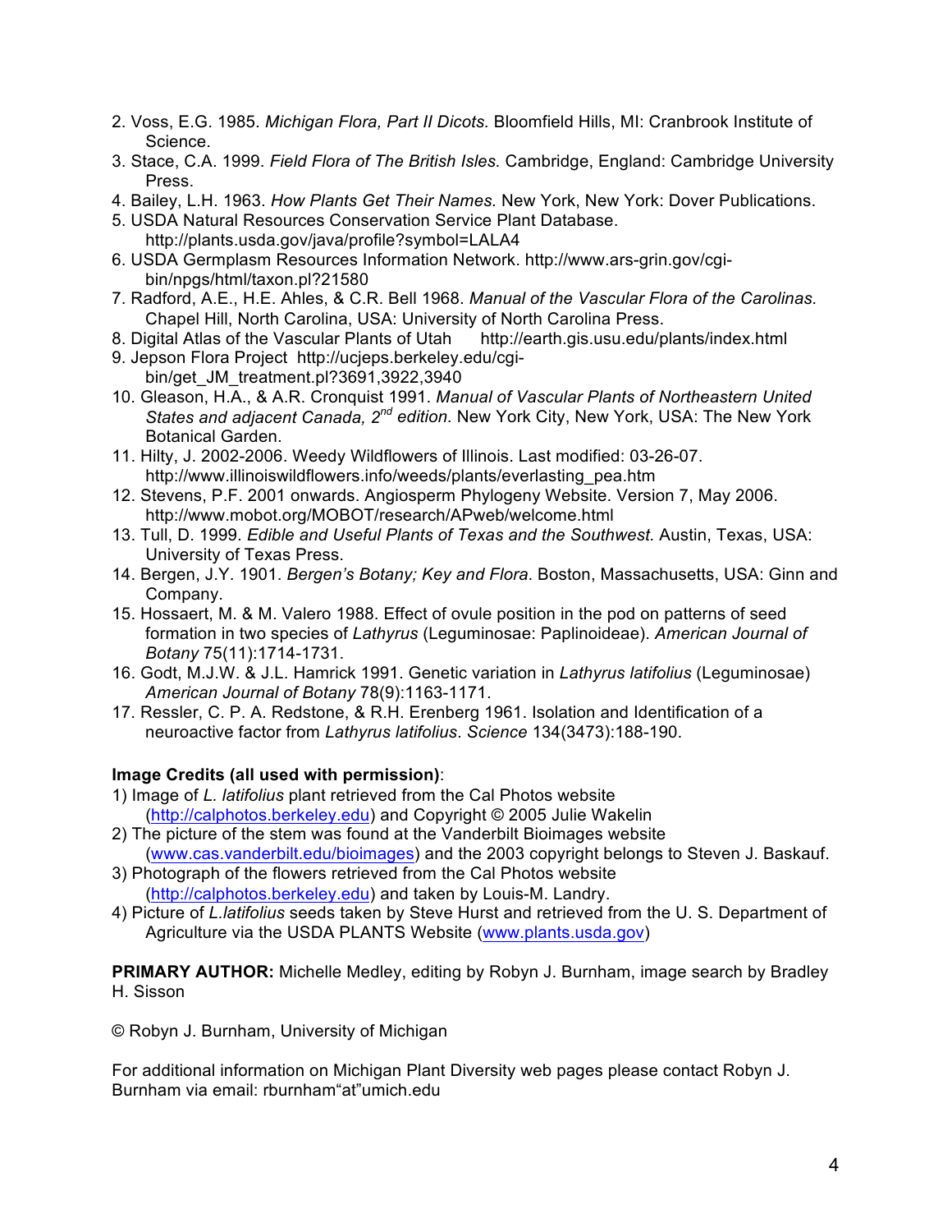2. Voss, E.G. 1985. *Michigan Flora, Part II Dicots.* Bloomfield Hills, MI: Cranbrook Institute of Science.
3. Stace, C.A. 1999. *Field Flora of The British Isles.* Cambridge, England: Cambridge University Press.
4. Bailey, L.H. 1963. *How Plants Get Their Names.* New York, New York: Dover Publications.
5. USDA Natural Resources Conservation Service Plant Database. http://plants.usda.gov/java/profile?symbol=LALA4
6. USDA Germplasm Resources Information Network. http://www.ars-grin.gov/cgi-bin/npgs/html/taxon.pl?21580
7. Radford, A.E., H.E. Ahles, & C.R. Bell 1968. *Manual of the Vascular Flora of the Carolinas.* Chapel Hill, North Carolina, USA: University of North Carolina Press.
8. Digital Atlas of the Vascular Plants of Utah http://earth.gis.usu.edu/plants/index.html
9. Jepson Flora Project http://ucjeps.berkeley.edu/cgi-bin/get_JM_treatment.pl?3691,3922,3940
10. Gleason, H.A., & A.R. Cronquist 1991. *Manual of Vascular Plants of Northeastern United States and adjacent Canada, 2nd edition.* New York City, New York, USA: The New York Botanical Garden.
11. Hilty, J. 2002-2006. Weedy Wildflowers of Illinois. Last modified: 03-26-07. http://www.illinoiswildflowers.info/weeds/plants/everlasting_pea.htm
12. Stevens, P.F. 2001 onwards. Angiosperm Phylogeny Website. Version 7, May 2006. http://www.mobot.org/MOBOT/research/APweb/welcome.html
13. Tull, D. 1999. *Edible and Useful Plants of Texas and the Southwest.* Austin, Texas, USA: University of Texas Press.
14. Bergen, J.Y. 1901. *Bergen's Botany; Key and Flora*. Boston, Massachusetts, USA: Ginn and Company.
15. Hossaert, M. & M. Valero 1988. Effect of ovule position in the pod on patterns of seed formation in two species of *Lathyrus* (Leguminosae: Paplinoideae). *American Journal of Botany* 75(11):1714-1731.
16. Godt, M.J.W. & J.L. Hamrick 1991. Genetic variation in *Lathyrus latifolius* (Leguminosae) *American Journal of Botany* 78(9):1163-1171.
17. Ressler, C. P. A. Redstone, & R.H. Erenberg 1961. Isolation and Identification of a neuroactive factor from *Lathyrus latifolius*. *Science* 134(3473):188-190.

**Image Credits (all used with permission)**:

1) Image of *L. latifolius* plant retrieved from the Cal Photos website (http://calphotos.berkeley.edu) and Copyright © 2005 Julie Wakelin
2) The picture of the stem was found at the Vanderbilt Bioimages website (www.cas.vanderbilt.edu/bioimages) and the 2003 copyright belongs to Steven J. Baskauf.
3) Photograph of the flowers retrieved from the Cal Photos website (http://calphotos.berkeley.edu) and taken by Louis-M. Landry.
4) Picture of *L.latifolius* seeds taken by Steve Hurst and retrieved from the U. S. Department of Agriculture via the USDA PLANTS Website (www.plants.usda.gov)

**PRIMARY AUTHOR:** Michelle Medley, editing by Robyn J. Burnham, image search by Bradley H. Sisson

© Robyn J. Burnham, University of Michigan

For additional information on Michigan Plant Diversity web pages please contact Robyn J. Burnham via email: rburnham"at"umich.edu